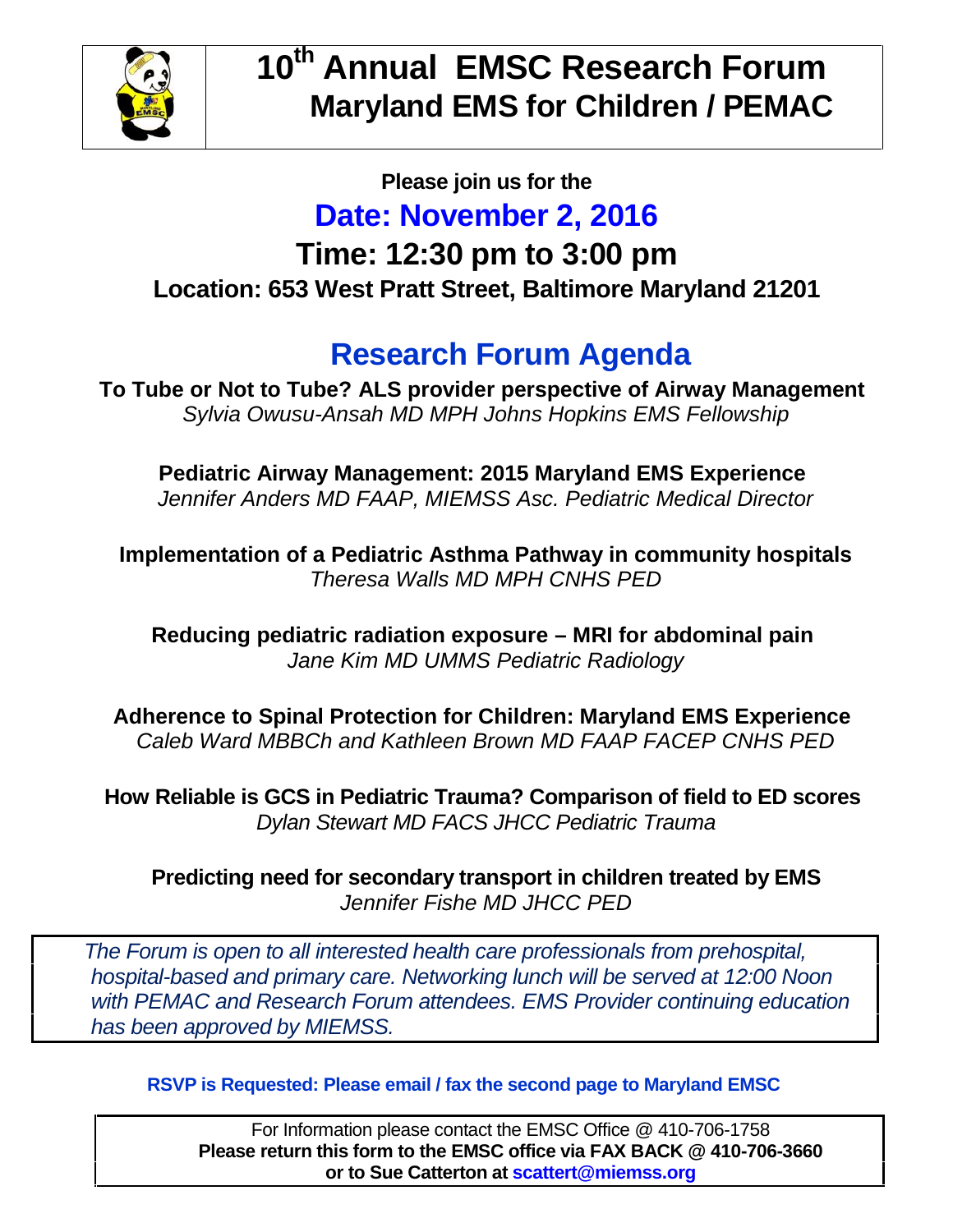# 10th Annual EMSC Research Forum
## Maryland EMS for Children / PEMAC

**Please join us for the**

## Date: November 2, 2016

## Time: 12:30 pm to 3:00 pm

**Location: 653 West Pratt Street, Baltimore Maryland 21201**

## Research Forum Agenda

**To Tube or Not to Tube? ALS provider perspective of Airway Management**
*Sylvia Owusu-Ansah MD MPH Johns Hopkins EMS Fellowship*

**Pediatric Airway Management: 2015 Maryland EMS Experience**
*Jennifer Anders MD FAAP, MIEMSS Asc. Pediatric Medical Director*

**Implementation of a Pediatric Asthma Pathway in community hospitals**
*Theresa Walls MD MPH CNHS PED*

**Reducing pediatric radiation exposure – MRI for abdominal pain**
*Jane Kim MD UMMS Pediatric Radiology*

**Adherence to Spinal Protection for Children: Maryland EMS Experience**
*Caleb Ward MBBCh and Kathleen Brown MD FAAP FACEP CNHS PED*

**How Reliable is GCS in Pediatric Trauma? Comparison of field to ED scores**
*Dylan Stewart MD FACS JHCC Pediatric Trauma*

**Predicting need for secondary transport in children treated by EMS**
*Jennifer Fishe MD JHCC PED*

*The Forum is open to all interested health care professionals from prehospital, hospital-based and primary care. Networking lunch will be served at 12:00 Noon with PEMAC and Research Forum attendees. EMS Provider continuing education has been approved by MIEMSS.*

**RSVP is Requested: Please email / fax the second page to Maryland EMSC**

For Information please contact the EMSC Office @ 410-706-1758
**Please return this form to the EMSC office via FAX BACK @ 410-706-3660**
**or to Sue Catterton at scattert@miemss.org**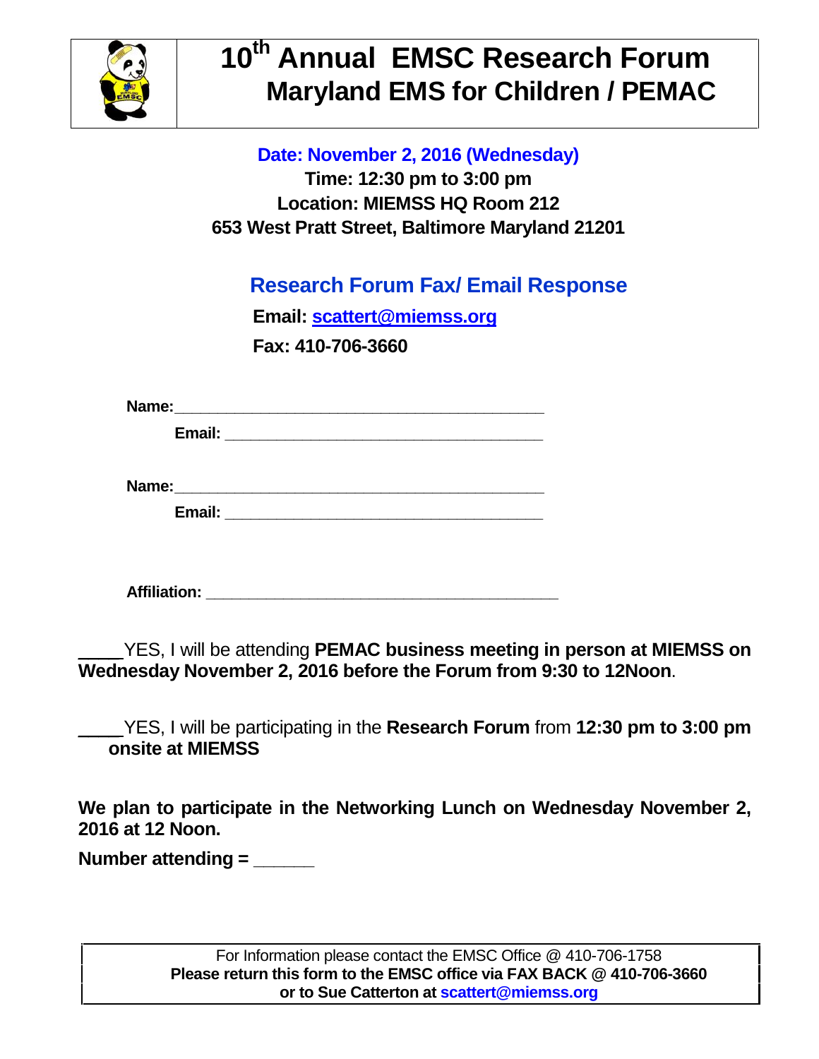# 10th Annual EMSC Research Forum
# Maryland EMS for Children / PEMAC

**Date: November 2, 2016 (Wednesday)**
**Time: 12:30 pm to 3:00 pm**
**Location: MIEMSS HQ Room 212**
**653 West Pratt Street, Baltimore Maryland 21201**

## Research Forum Fax/ Email Response

**Email: scattert@miemss.org**

**Fax: 410-706-3660**

**Name:**\_\_\_\_\_\_\_\_\_\_\_\_\_\_\_\_\_\_\_\_\_\_\_\_\_\_\_\_\_\_\_\_\_\_\_\_\_\_\_\_

**Email:** \_\_\_\_\_\_\_\_\_\_\_\_\_\_\_\_\_\_\_\_\_\_\_\_\_\_\_\_\_\_\_\_\_\_\_\_

**Name:**\_\_\_\_\_\_\_\_\_\_\_\_\_\_\_\_\_\_\_\_\_\_\_\_\_\_\_\_\_\_\_\_\_\_\_\_\_\_\_\_

**Email:** \_\_\_\_\_\_\_\_\_\_\_\_\_\_\_\_\_\_\_\_\_\_\_\_\_\_\_\_\_\_\_\_\_\_\_\_

**Affiliation:** \_\_\_\_\_\_\_\_\_\_\_\_\_\_\_\_\_\_\_\_\_\_\_\_\_\_\_\_\_\_\_\_\_\_\_\_\_\_

\_\_\_\_\_YES, I will be attending **PEMAC business meeting in person at MIEMSS on Wednesday November 2, 2016 before the Forum from 9:30 to 12Noon**.

\_\_\_\_\_YES, I will be participating in the **Research Forum** from **12:30 pm to 3:00 pm onsite at MIEMSS**

**We plan to participate in the Networking Lunch on Wednesday November 2, 2016 at 12 Noon.**

**Number attending =** \_\_\_\_\_\_

For Information please contact the EMSC Office @ 410-706-1758
**Please return this form to the EMSC office via FAX BACK @ 410-706-3660 or to Sue Catterton at scattert@miemss.org**